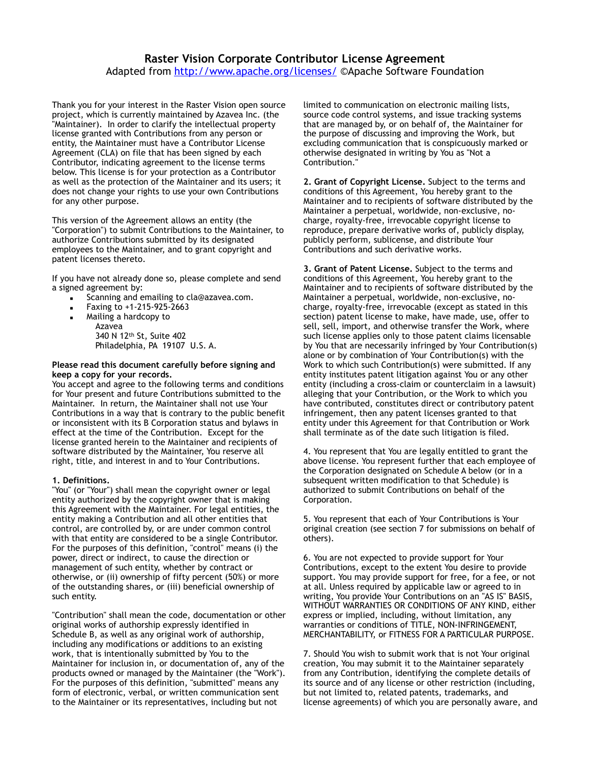# Raster Vision Corporate Contributor License Agreement

Adapted from http://www.apache.org/licenses/ ©Apache Software Foundation

Thank you for your interest in the Raster Vision open source project, which is currently maintained by Azavea Inc. (the "Maintainer). In order to clarify the intellectual property license granted with Contributions from any person or entity, the Maintainer must have a Contributor License Agreement (CLA) on file that has been signed by each Contributor, indicating agreement to the license terms below. This license is for your protection as a Contributor as well as the protection of the Maintainer and its users; it does not change your rights to use your own Contributions for any other purpose.

This version of the Agreement allows an entity (the "Corporation") to submit Contributions to the Maintainer, to authorize Contributions submitted by its designated employees to the Maintainer, and to grant copyright and patent licenses thereto.

If you have not already done so, please complete and send a signed agreement by:

- Scanning and emailing to cla@azavea.com.
- Faxing to +1-215-925-2663
- Mailing a hardcopy to
  Azavea
  340 N 12th St, Suite 402
  Philadelphia, PA 19107 U.S. A.

**Please read this document carefully before signing and keep a copy for your records.**

You accept and agree to the following terms and conditions for Your present and future Contributions submitted to the Maintainer. In return, the Maintainer shall not use Your Contributions in a way that is contrary to the public benefit or inconsistent with its B Corporation status and bylaws in effect at the time of the Contribution. Except for the license granted herein to the Maintainer and recipients of software distributed by the Maintainer, You reserve all right, title, and interest in and to Your Contributions.

**1. Definitions.**

"You" (or "Your") shall mean the copyright owner or legal entity authorized by the copyright owner that is making this Agreement with the Maintainer. For legal entities, the entity making a Contribution and all other entities that control, are controlled by, or are under common control with that entity are considered to be a single Contributor. For the purposes of this definition, "control" means (i) the power, direct or indirect, to cause the direction or management of such entity, whether by contract or otherwise, or (ii) ownership of fifty percent (50%) or more of the outstanding shares, or (iii) beneficial ownership of such entity.

"Contribution" shall mean the code, documentation or other original works of authorship expressly identified in Schedule B, as well as any original work of authorship, including any modifications or additions to an existing work, that is intentionally submitted by You to the Maintainer for inclusion in, or documentation of, any of the products owned or managed by the Maintainer (the "Work"). For the purposes of this definition, "submitted" means any form of electronic, verbal, or written communication sent to the Maintainer or its representatives, including but not limited to communication on electronic mailing lists, source code control systems, and issue tracking systems that are managed by, or on behalf of, the Maintainer for the purpose of discussing and improving the Work, but excluding communication that is conspicuously marked or otherwise designated in writing by You as "Not a Contribution."

**2. Grant of Copyright License.** Subject to the terms and conditions of this Agreement, You hereby grant to the Maintainer and to recipients of software distributed by the Maintainer a perpetual, worldwide, non-exclusive, no-charge, royalty-free, irrevocable copyright license to reproduce, prepare derivative works of, publicly display, publicly perform, sublicense, and distribute Your Contributions and such derivative works.

**3. Grant of Patent License.** Subject to the terms and conditions of this Agreement, You hereby grant to the Maintainer and to recipients of software distributed by the Maintainer a perpetual, worldwide, non-exclusive, no-charge, royalty-free, irrevocable (except as stated in this section) patent license to make, have made, use, offer to sell, sell, import, and otherwise transfer the Work, where such license applies only to those patent claims licensable by You that are necessarily infringed by Your Contribution(s) alone or by combination of Your Contribution(s) with the Work to which such Contribution(s) were submitted. If any entity institutes patent litigation against You or any other entity (including a cross-claim or counterclaim in a lawsuit) alleging that your Contribution, or the Work to which you have contributed, constitutes direct or contributory patent infringement, then any patent licenses granted to that entity under this Agreement for that Contribution or Work shall terminate as of the date such litigation is filed.

4. You represent that You are legally entitled to grant the above license. You represent further that each employee of the Corporation designated on Schedule A below (or in a subsequent written modification to that Schedule) is authorized to submit Contributions on behalf of the Corporation.

5. You represent that each of Your Contributions is Your original creation (see section 7 for submissions on behalf of others).

6. You are not expected to provide support for Your Contributions, except to the extent You desire to provide support. You may provide support for free, for a fee, or not at all. Unless required by applicable law or agreed to in writing, You provide Your Contributions on an "AS IS" BASIS, WITHOUT WARRANTIES OR CONDITIONS OF ANY KIND, either express or implied, including, without limitation, any warranties or conditions of TITLE, NON-INFRINGEMENT, MERCHANTABILITY, or FITNESS FOR A PARTICULAR PURPOSE.

7. Should You wish to submit work that is not Your original creation, You may submit it to the Maintainer separately from any Contribution, identifying the complete details of its source and of any license or other restriction (including, but not limited to, related patents, trademarks, and license agreements) of which you are personally aware, and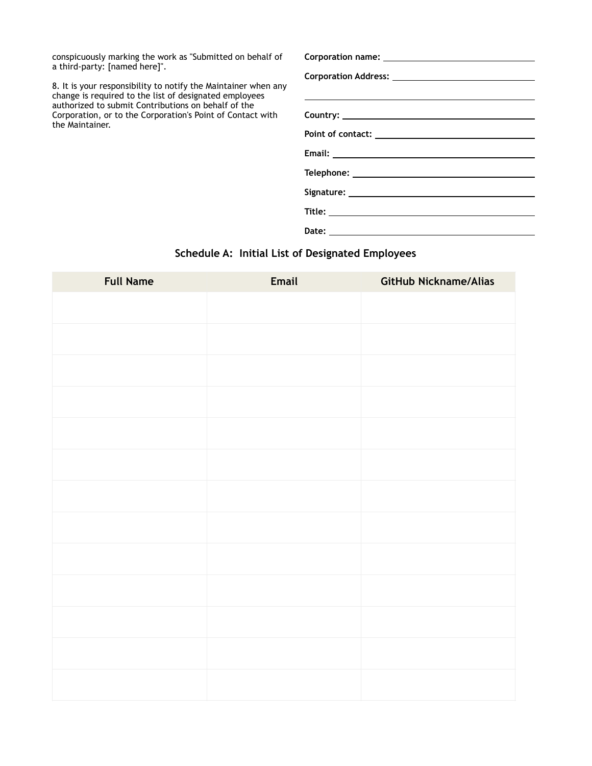conspicuously marking the work as "Submitted on behalf of a third-party: [named here]".

8. It is your responsibility to notify the Maintainer when any change is required to the list of designated employees authorized to submit Contributions on behalf of the Corporation, or to the Corporation's Point of Contact with the Maintainer.

**Corporation name:** \_\_\_\_\_\_\_\_\_\_\_\_\_\_\_\_\_\_\_\_\_\_\_\_\_\_\_\_\_\_

**Corporation Address:** \_\_\_\_\_\_\_\_\_\_\_\_\_\_\_\_\_\_\_\_\_\_\_\_\_\_\_\_\_\_

\_\_\_\_\_\_\_\_\_\_\_\_\_\_\_\_\_\_\_\_\_\_\_\_\_\_\_\_\_\_

**Country:** \_\_\_\_\_\_\_\_\_\_\_\_\_\_\_\_\_\_\_\_\_\_\_\_\_\_\_\_\_\_

**Point of contact:** \_\_\_\_\_\_\_\_\_\_\_\_\_\_\_\_\_\_\_\_\_\_\_\_\_\_\_\_\_\_

**Email:** \_\_\_\_\_\_\_\_\_\_\_\_\_\_\_\_\_\_\_\_\_\_\_\_\_\_\_\_\_\_

**Telephone:** \_\_\_\_\_\_\_\_\_\_\_\_\_\_\_\_\_\_\_\_\_\_\_\_\_\_\_\_\_\_

**Signature:** \_\_\_\_\_\_\_\_\_\_\_\_\_\_\_\_\_\_\_\_\_\_\_\_\_\_\_\_\_\_

**Title:** \_\_\_\_\_\_\_\_\_\_\_\_\_\_\_\_\_\_\_\_\_\_\_\_\_\_\_\_\_\_

**Date:** \_\_\_\_\_\_\_\_\_\_\_\_\_\_\_\_\_\_\_\_\_\_\_\_\_\_\_\_\_\_

## Schedule A: Initial List of Designated Employees

| Full Name | Email | GitHub Nickname/Alias |
| --- | --- | --- |
| | | |
| | | |
| | | |
| | | |
| | | |
| | | |
| | | |
| | | |
| | | |
| | | |
| | | |
| | | |
| | | |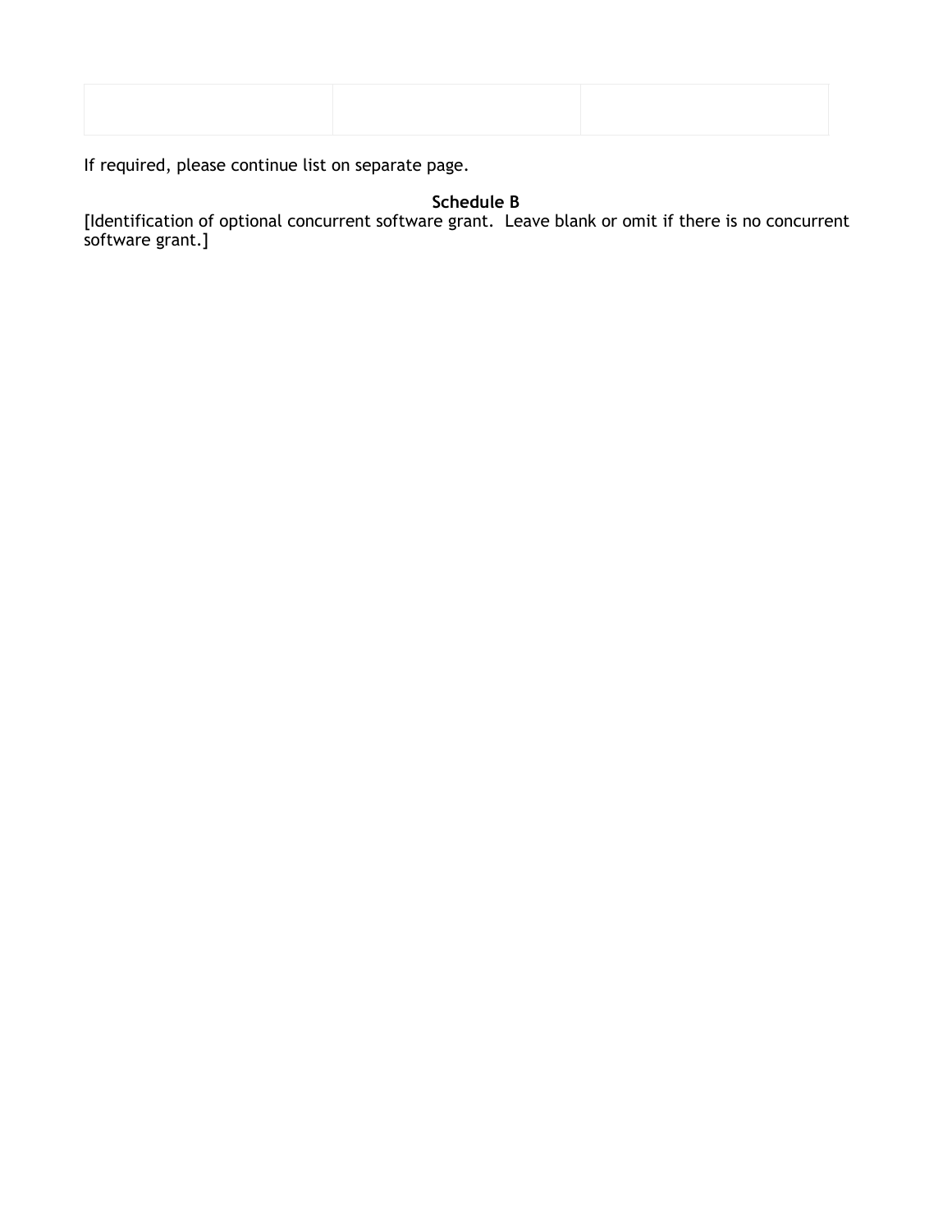| | | |
| --- | --- | --- |
| | | |

If required, please continue list on separate page.

**Schedule B**

[Identification of optional concurrent software grant.  Leave blank or omit if there is no concurrent software grant.]